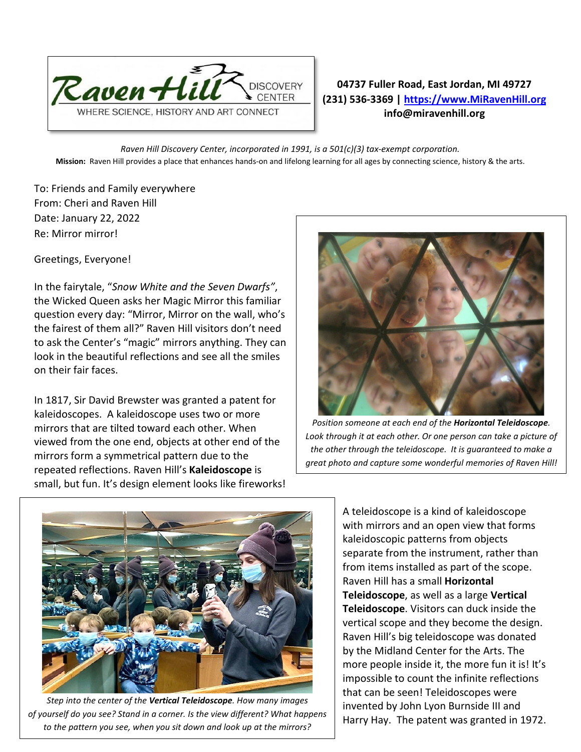Raven Hill DISCOVERY CENTER

WHERE SCIENCE, HISTORY AND ART CONNECT

**04737 Fuller Road, East Jordan, MI 49727**
**(231) 536-3369 | https://www.MiRavenHill.org**
**info@miravenhill.org**

*Raven Hill Discovery Center, incorporated in 1991, is a 501(c)(3) tax-exempt corporation.*

**Mission:** Raven Hill provides a place that enhances hands-on and lifelong learning for all ages by connecting science, history & the arts.

To: Friends and Family everywhere
From: Cheri and Raven Hill
Date: January 22, 2022
Re: Mirror mirror!

Greetings, Everyone!

In the fairytale, "*Snow White and the Seven Dwarfs"*, the Wicked Queen asks her Magic Mirror this familiar question every day: "Mirror, Mirror on the wall, who's the fairest of them all?" Raven Hill visitors don't need to ask the Center's "magic" mirrors anything. They can look in the beautiful reflections and see all the smiles on their fair faces.

In 1817, Sir David Brewster was granted a patent for kaleidoscopes. A kaleidoscope uses two or more mirrors that are tilted toward each other. When viewed from the one end, objects at other end of the mirrors form a symmetrical pattern due to the repeated reflections. Raven Hill's **Kaleidoscope** is small, but fun. It's design element looks like fireworks!

*Position someone at each end of the* ***Horizontal Teleidoscope****. Look through it at each other. Or one person can take a picture of the other through the teleidoscope. It is guaranteed to make a great photo and capture some wonderful memories of Raven Hill!*

A teleidoscope is a kind of kaleidoscope with mirrors and an open view that forms kaleidoscopic patterns from objects separate from the instrument, rather than from items installed as part of the scope. Raven Hill has a small **Horizontal Teleidoscope**, as well as a large **Vertical Teleidoscope**. Visitors can duck inside the vertical scope and they become the design. Raven Hill's big teleidoscope was donated by the Midland Center for the Arts. The more people inside it, the more fun it is! It's impossible to count the infinite reflections that can be seen! Teleidoscopes were invented by John Lyon Burnside III and Harry Hay. The patent was granted in 1972.

*Step into the center of the* ***Vertical Teleidoscope****. How many images of yourself do you see? Stand in a corner. Is the view different? What happens to the pattern you see, when you sit down and look up at the mirrors?*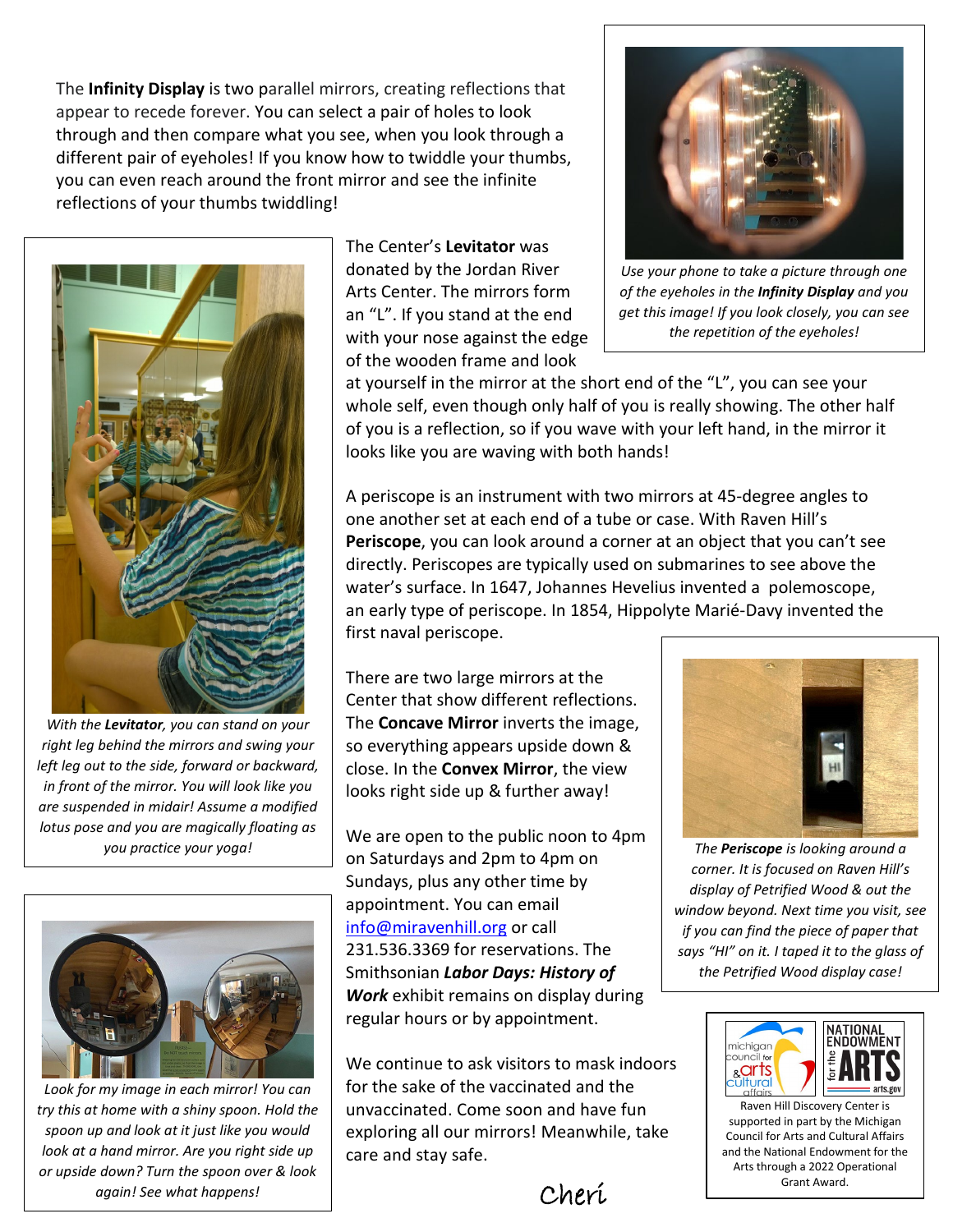The **Infinity Display** is two parallel mirrors, creating reflections that appear to recede forever. You can select a pair of holes to look through and then compare what you see, when you look through a different pair of eyeholes! If you know how to twiddle your thumbs, you can even reach around the front mirror and see the infinite reflections of your thumbs twiddling!

*Use your phone to take a picture through one of the eyeholes in the **Infinity Display** and you get this image! If you look closely, you can see the repetition of the eyeholes!*

The Center's **Levitator** was donated by the Jordan River Arts Center. The mirrors form an "L". If you stand at the end with your nose against the edge of the wooden frame and look at yourself in the mirror at the short end of the "L", you can see your whole self, even though only half of you is really showing. The other half of you is a reflection, so if you wave with your left hand, in the mirror it looks like you are waving with both hands!

*With the **Levitator**, you can stand on your right leg behind the mirrors and swing your left leg out to the side, forward or backward, in front of the mirror. You will look like you are suspended in midair! Assume a modified lotus pose and you are magically floating as you practice your yoga!*

A periscope is an instrument with two mirrors at 45-degree angles to one another set at each end of a tube or case. With Raven Hill's **Periscope**, you can look around a corner at an object that you can't see directly. Periscopes are typically used on submarines to see above the water's surface. In 1647, Johannes Hevelius invented a polemoscope, an early type of periscope. In 1854, Hippolyte Marié-Davy invented the first naval periscope.

*The **Periscope** is looking around a corner. It is focused on Raven Hill's display of Petrified Wood & out the window beyond. Next time you visit, see if you can find the piece of paper that says "HI" on it. I taped it to the glass of the Petrified Wood display case!*

There are two large mirrors at the Center that show different reflections. The **Concave Mirror** inverts the image, so everything appears upside down & close. In the **Convex Mirror**, the view looks right side up & further away!

*Look for my image in each mirror! You can try this at home with a shiny spoon. Hold the spoon up and look at it just like you would look at a hand mirror. Are you right side up or upside down? Turn the spoon over & look again! See what happens!*

We are open to the public noon to 4pm on Saturdays and 2pm to 4pm on Sundays, plus any other time by appointment. You can email info@miravenhill.org or call 231.536.3369 for reservations. The Smithsonian ***Labor Days: History of Work*** exhibit remains on display during regular hours or by appointment.

We continue to ask visitors to mask indoors for the sake of the vaccinated and the unvaccinated. Come soon and have fun exploring all our mirrors! Meanwhile, take care and stay safe.

Cheri

Raven Hill Discovery Center is supported in part by the Michigan Council for Arts and Cultural Affairs and the National Endowment for the Arts through a 2022 Operational Grant Award.